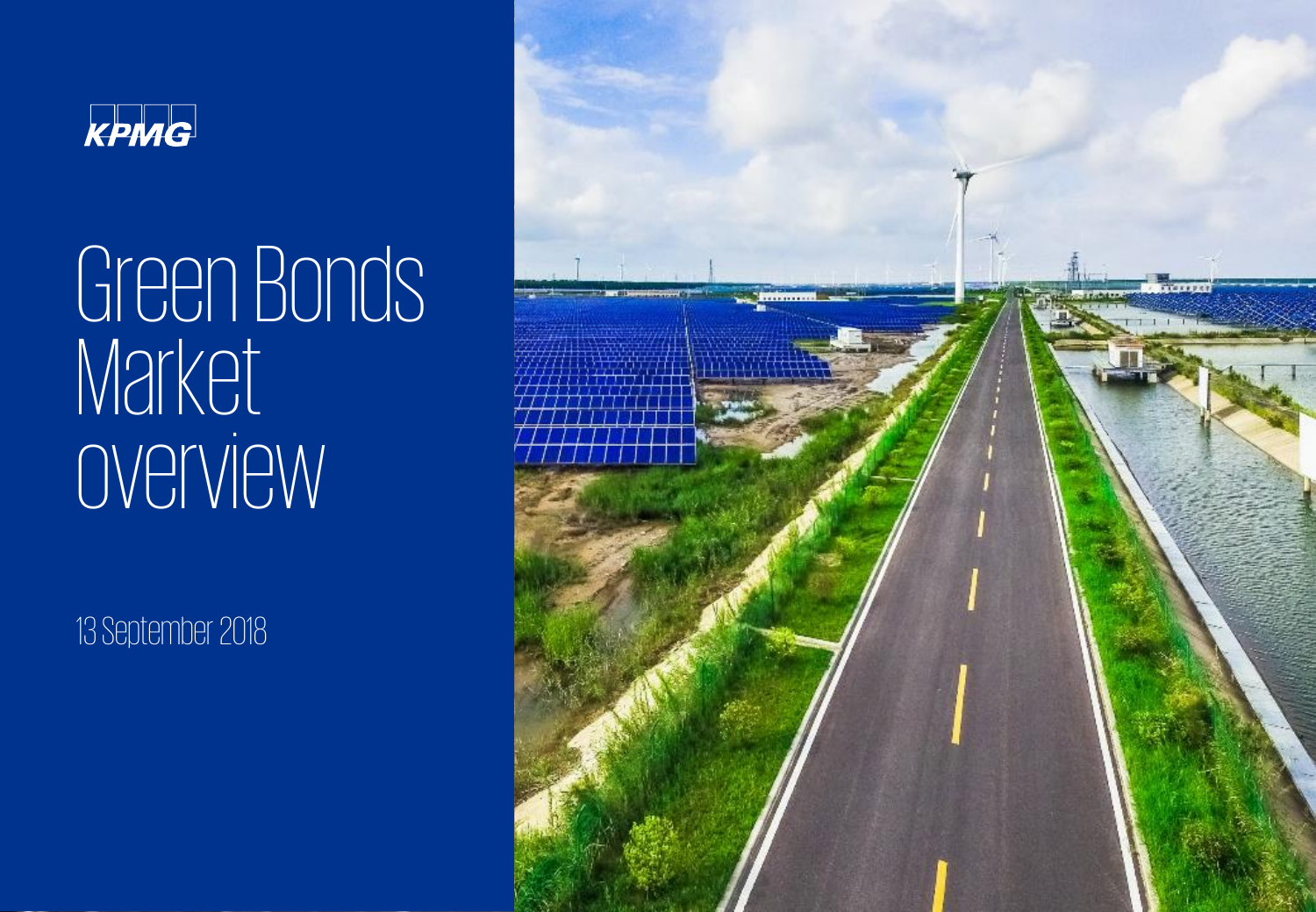KPMG

# Green Bonds Market overview

13 September 2018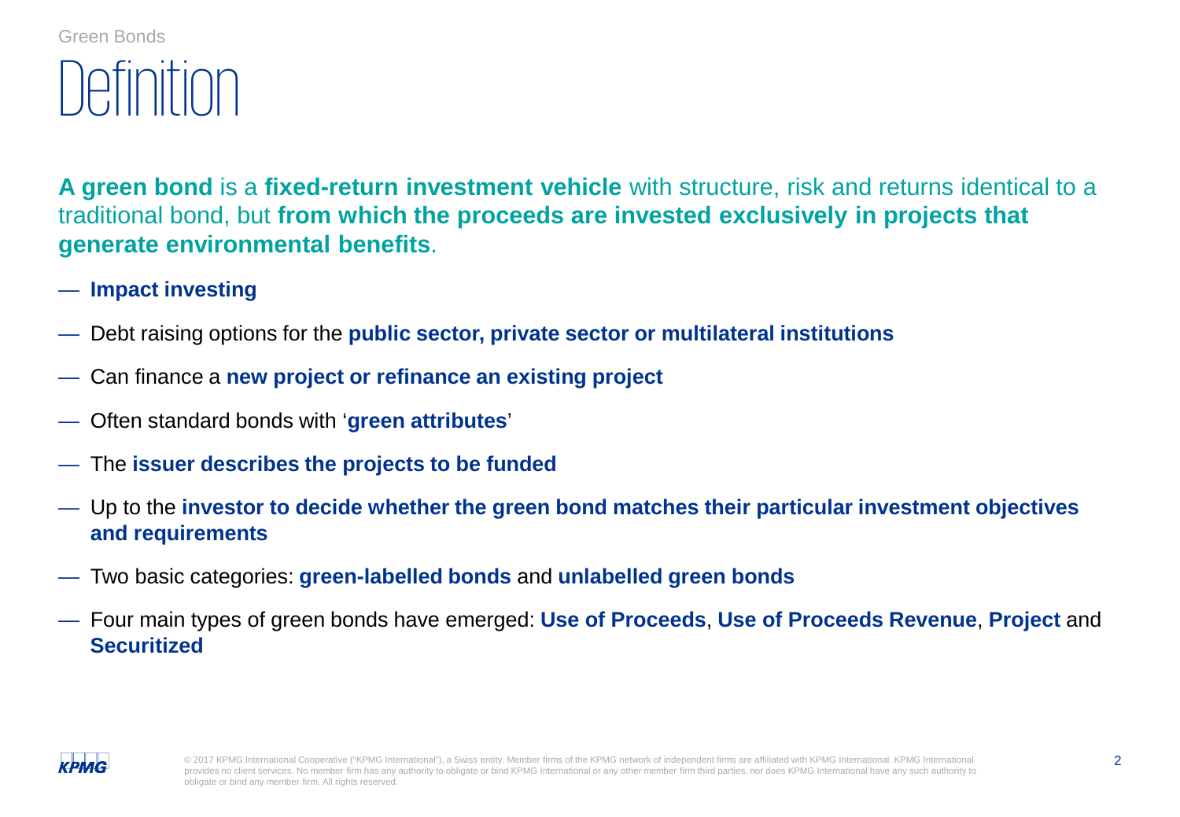Green Bonds

# Definition

**A green bond** is a **fixed-return investment vehicle** with structure, risk and returns identical to a traditional bond, but **from which the proceeds are invested exclusively in projects that generate environmental benefits**.

- **Impact investing**
- Debt raising options for the **public sector, private sector or multilateral institutions**
- Can finance a **new project or refinance an existing project**
- Often standard bonds with '**green attributes**'
- The **issuer describes the projects to be funded**
- Up to the **investor to decide whether the green bond matches their particular investment objectives and requirements**
- Two basic categories: **green-labelled bonds** and **unlabelled green bonds**
- Four main types of green bonds have emerged: **Use of Proceeds**, **Use of Proceeds Revenue**, **Project** and **Securitized**

© 2017 KPMG International Cooperative ("KPMG International"), a Swiss entity. Member firms of the KPMG network of independent firms are affiliated with KPMG International. KPMG International provides no client services. No member firm has any authority to obligate or bind KPMG International or any other member firm third parties, nor does KPMG International have any such authority to obligate or bind any member firm. All rights reserved.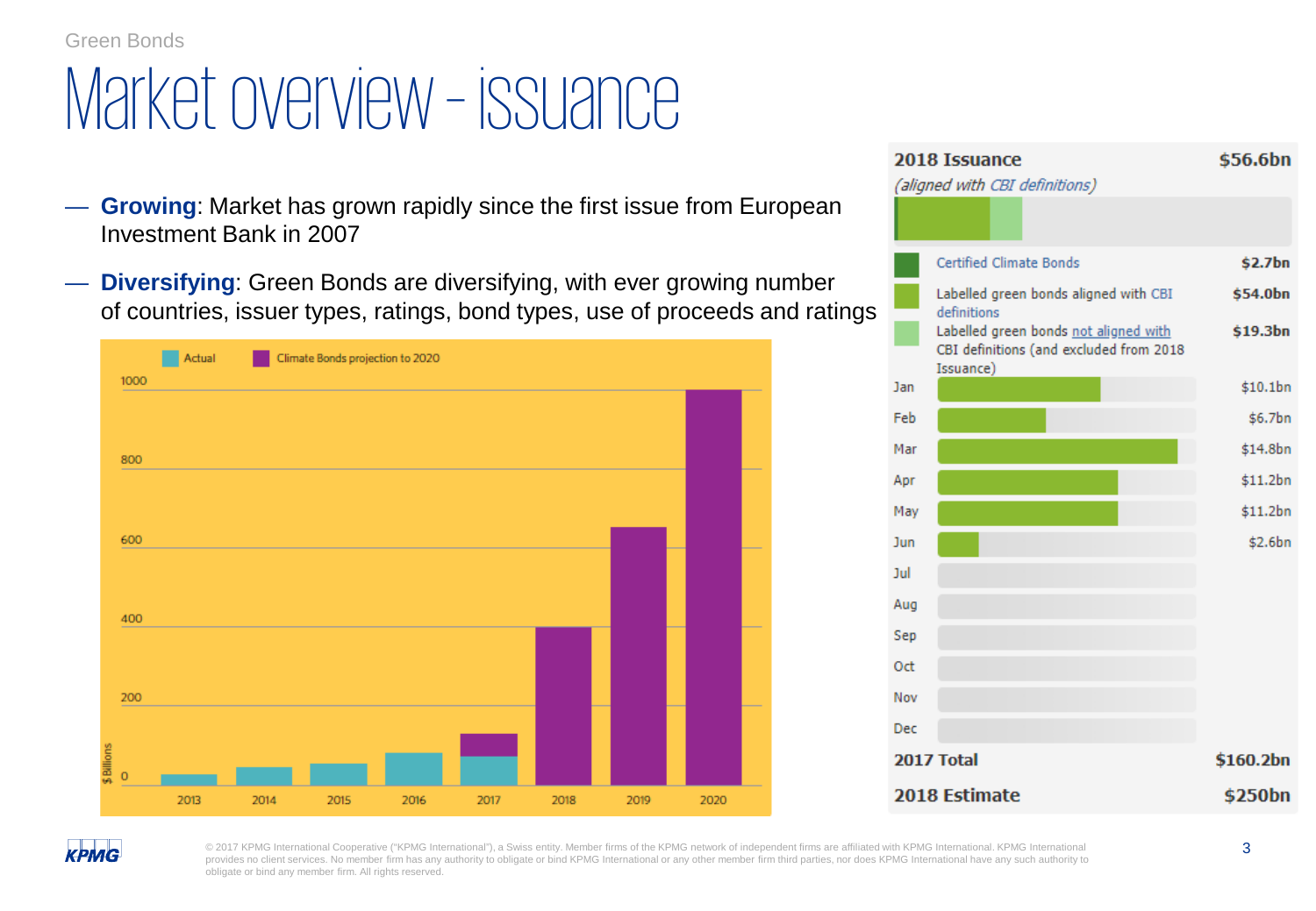Green Bonds

# Market overview - issuance

- **Growing**: Market has grown rapidly since the first issue from European Investment Bank in 2007
- **Diversifying**: Green Bonds are diversifying, with ever growing number of countries, issuer types, ratings, bond types, use of proceeds and ratings

Actual | Climate Bonds projection to 2020

$ Billions: 0, 200, 400, 600, 800, 1000

2013, 2014, 2015, 2016, 2017, 2018, 2019, 2020

| **2018 Issuance** | **$56.6bn** |
|---|---|
| *(aligned with CBI definitions)* | |
| Certified Climate Bonds | $2.7bn |
| Labelled green bonds aligned with CBI definitions | $54.0bn |
| Labelled green bonds not aligned with CBI definitions (and excluded from 2018 Issuance) | $19.3bn |
| Jan | $10.1bn |
| Feb | $6.7bn |
| Mar | $14.8bn |
| Apr | $11.2bn |
| May | $11.2bn |
| Jun | $2.6bn |
| Jul | |
| Aug | |
| Sep | |
| Oct | |
| Nov | |
| Dec | |
| **2017 Total** | **$160.2bn** |
| **2018 Estimate** | **$250bn** |

© 2017 KPMG International Cooperative ("KPMG International"), a Swiss entity. Member firms of the KPMG network of independent firms are affiliated with KPMG International. KPMG International provides no client services. No member firm has any authority to obligate or bind KPMG International or any other member firm third parties, nor does KPMG International have any such authority to obligate or bind any member firm. All rights reserved.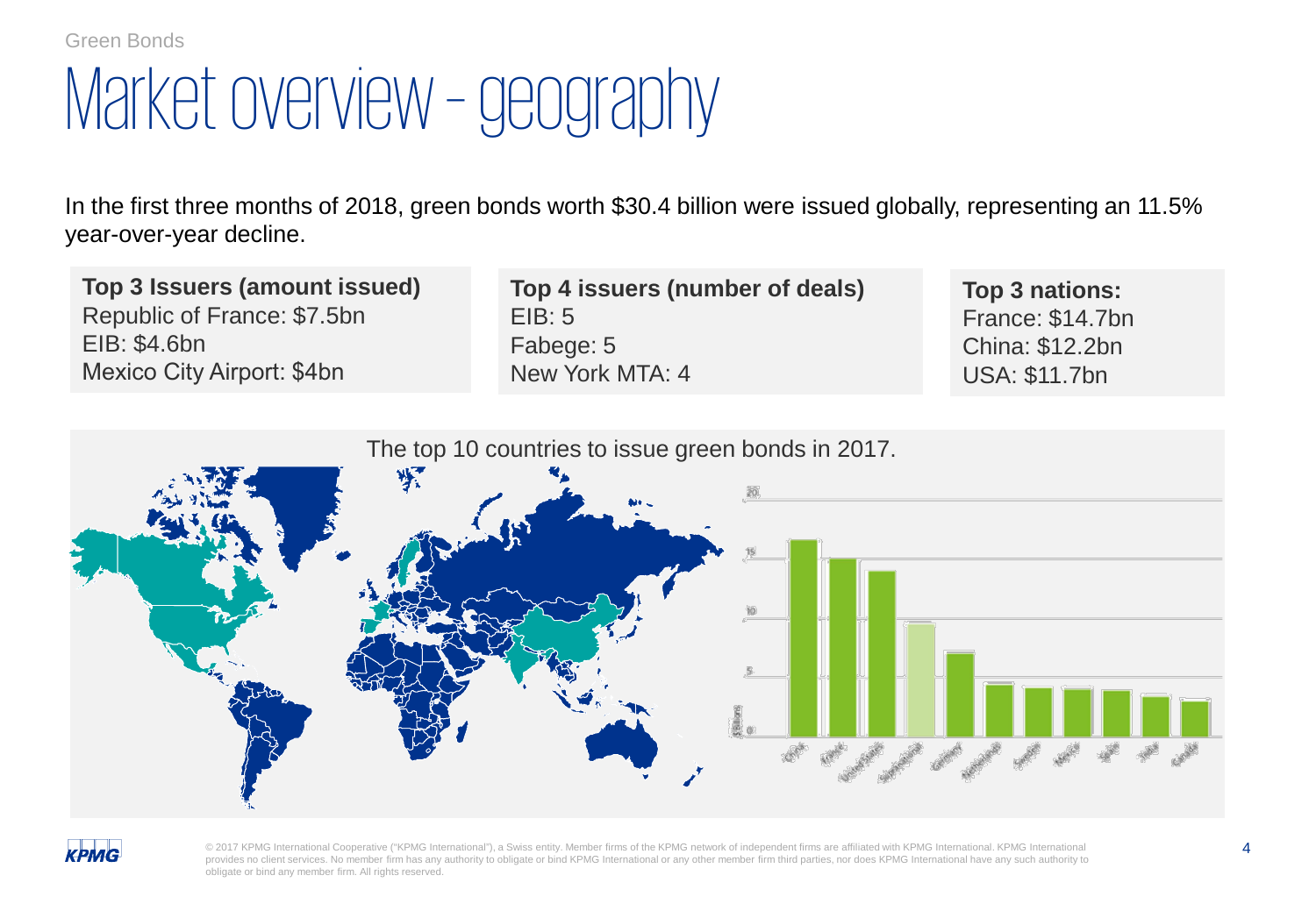# Market overview – geography

In the first three months of 2018, green bonds worth $30.4 billion were issued globally, representing an 11.5% year-over-year decline.

**Top 3 Issuers (amount issued)**
Republic of France: $7.5bn
EIB: $4.6bn
Mexico City Airport: $4bn

**Top 4 issuers (number of deals)**
EIB: 5
Fabege: 5
New York MTA: 4

**Top 3 nations:**
France: $14.7bn
China: $12.2bn
USA: $11.7bn

The top 10 countries to issue green bonds in 2017.

© 2017 KPMG International Cooperative ("KPMG International"), a Swiss entity. Member firms of the KPMG network of independent firms are affiliated with KPMG International. KPMG International provides no client services. No member firm has any authority to obligate or bind KPMG International or any other member firm third parties, nor does KPMG International have any such authority to obligate or bind any member firm. All rights reserved.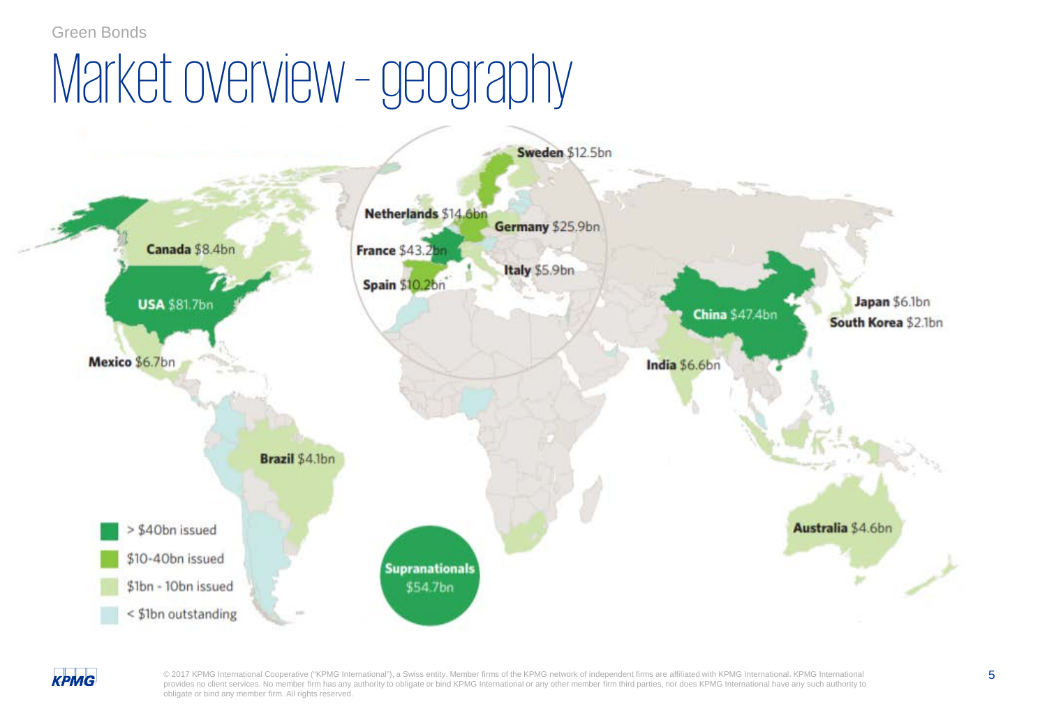# Market overview – geography

Sweden $12.5bn

Netherlands $14.6bn

Germany $25.9bn

Canada $8.4bn

France $43.2bn

Italy $5.9bn

Spain $10.2bn

USA $81.7bn

China $47.4bn

Japan $6.1bn

South Korea $2.1bn

Mexico $6.7bn

India $6.6bn

Brazil $4.1bn

Australia $4.6bn

Supranationals $54.7bn

- > $40bn issued
- $10-40bn issued
- $1bn - 10bn issued
- < $1bn outstanding

© 2017 KPMG International Cooperative ("KPMG International"), a Swiss entity. Member firms of the KPMG network of independent firms are affiliated with KPMG International. KPMG International provides no client services. No member firm has any authority to obligate or bind KPMG International or any other member firm third parties, nor does KPMG International have any such authority to obligate or bind any member firm. All rights reserved.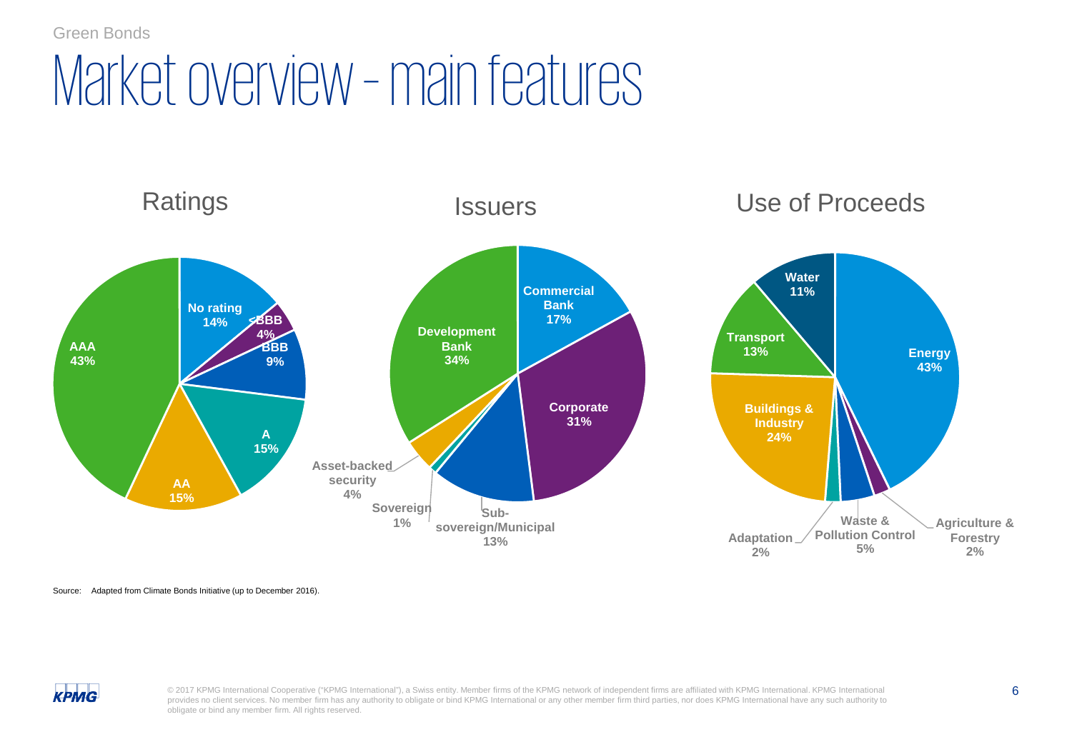Green Bonds

# Market overview – main features

## Ratings

- No rating 14%
- <BBB 4%
- BBB 9%
- A 15%
- AA 15%
- AAA 43%

## Issuers

- Commercial Bank 17%
- Corporate 31%
- Sub-sovereign/Municipal 13%
- Sovereign 1%
- Asset-backed security 4%
- Development Bank 34%

## Use of Proceeds

- Energy 43%
- Agriculture & Forestry 2%
- Waste & Pollution Control 5%
- Adaptation 2%
- Buildings & Industry 24%
- Transport 13%
- Water 11%

Source: Adapted from Climate Bonds Initiative (up to December 2016).

© 2017 KPMG International Cooperative ("KPMG International"), a Swiss entity. Member firms of the KPMG network of independent firms are affiliated with KPMG International. KPMG International provides no client services. No member firm has any authority to obligate or bind KPMG International or any other member firm third parties, nor does KPMG International have any such authority to obligate or bind any member firm. All rights reserved.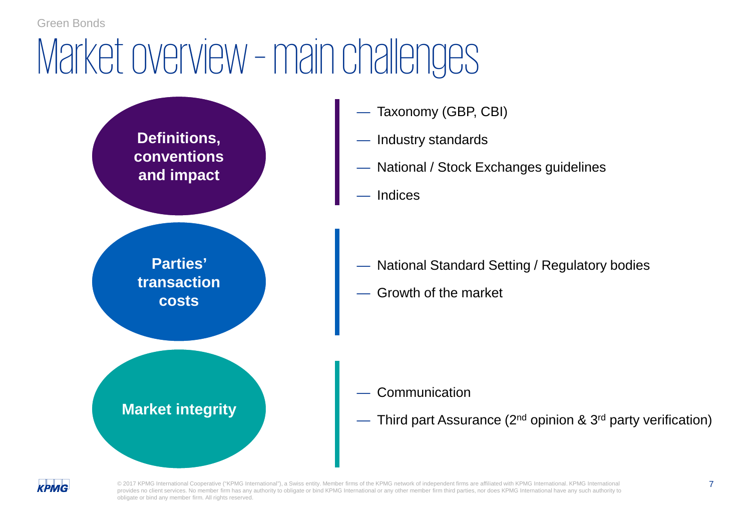# Market overview – main challenges

**Definitions, conventions and impact**

- Taxonomy (GBP, CBI)
- Industry standards
- National / Stock Exchanges guidelines
- Indices

**Parties' transaction costs**

- National Standard Setting / Regulatory bodies
- Growth of the market

**Market integrity**

- Communication
- Third part Assurance (2nd opinion & 3rd party verification)

© 2017 KPMG International Cooperative ("KPMG International"), a Swiss entity. Member firms of the KPMG network of independent firms are affiliated with KPMG International. KPMG International provides no client services. No member firm has any authority to obligate or bind KPMG International or any other member firm third parties, nor does KPMG International have any such authority to obligate or bind any member firm. All rights reserved.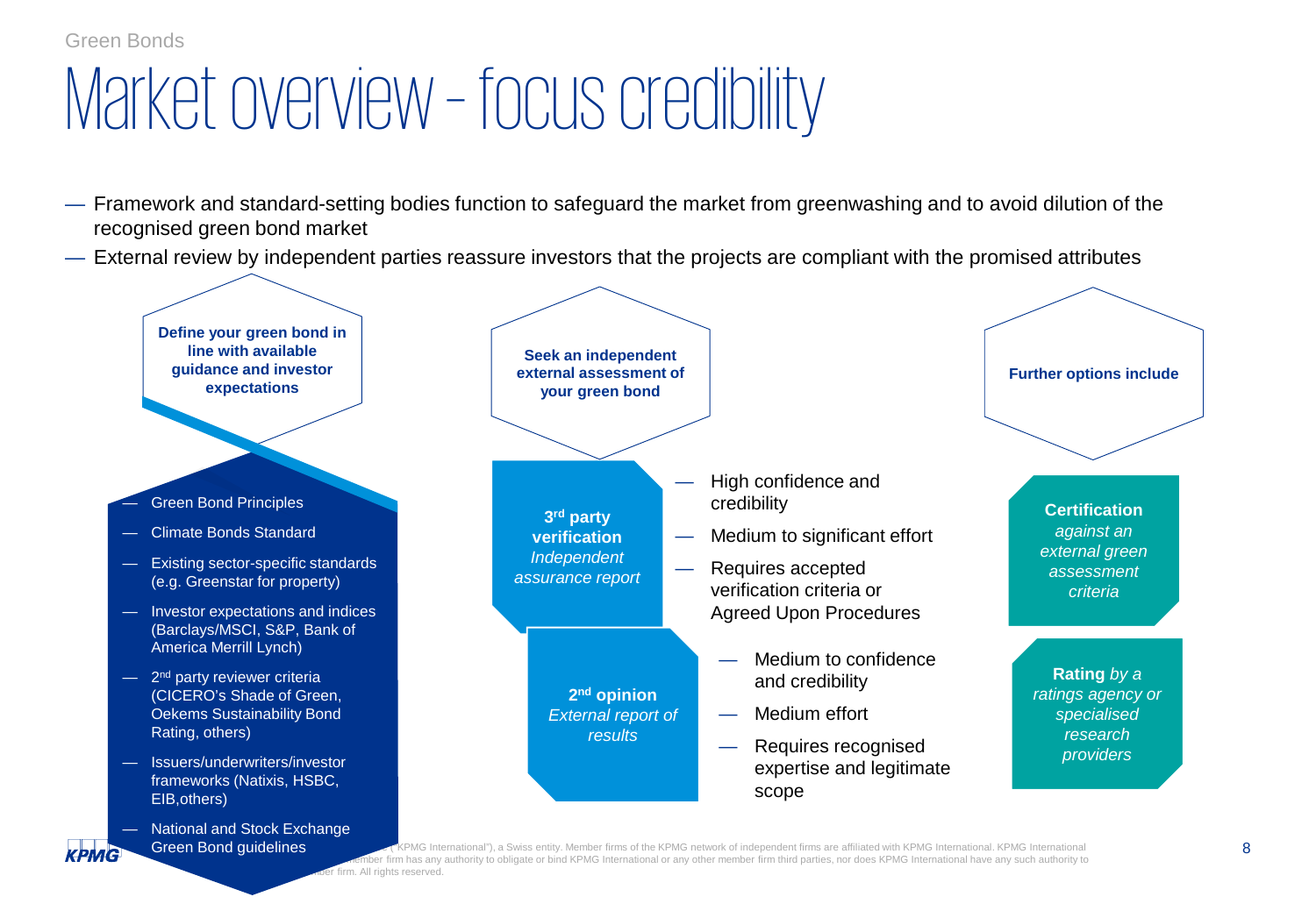Green Bonds

# Market overview – focus credibility

- Framework and standard-setting bodies function to safeguard the market from greenwashing and to avoid dilution of the recognised green bond market
- External review by independent parties reassure investors that the projects are compliant with the promised attributes

**Define your green bond in line with available guidance and investor expectations**

- Green Bond Principles
- Climate Bonds Standard
- Existing sector-specific standards (e.g. Greenstar for property)
- Investor expectations and indices (Barclays/MSCI, S&P, Bank of America Merrill Lynch)
- 2nd party reviewer criteria (CICERO's Shade of Green, Oekems Sustainability Bond Rating, others)
- Issuers/underwriters/investor frameworks (Natixis, HSBC, EIB,others)
- National and Stock Exchange Green Bond guidelines

**Seek an independent external assessment of your green bond**

**3rd party verification** *Independent assurance report*

- High confidence and credibility
- Medium to significant effort
- Requires accepted verification criteria or Agreed Upon Procedures

**2nd opinion** *External report of results*

- Medium to confidence and credibility
- Medium effort
- Requires recognised expertise and legitimate scope

**Further options include**

**Certification** *against an external green assessment criteria*

**Rating** *by a ratings agency or specialised research providers*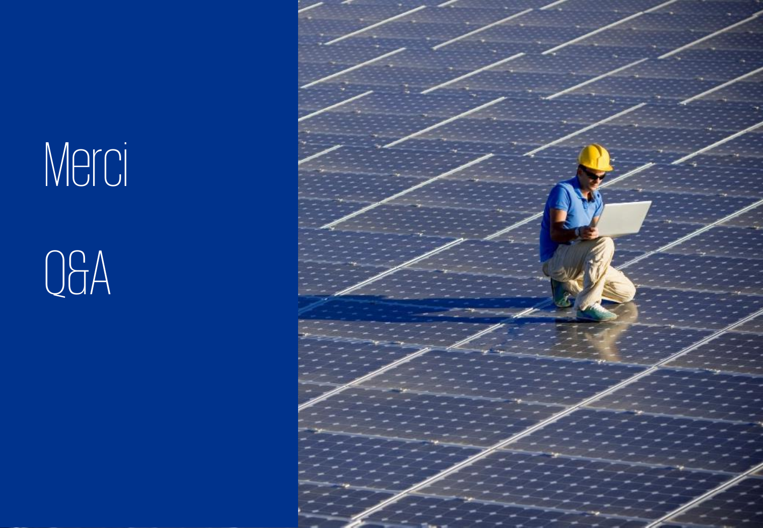# Merci

# Q&A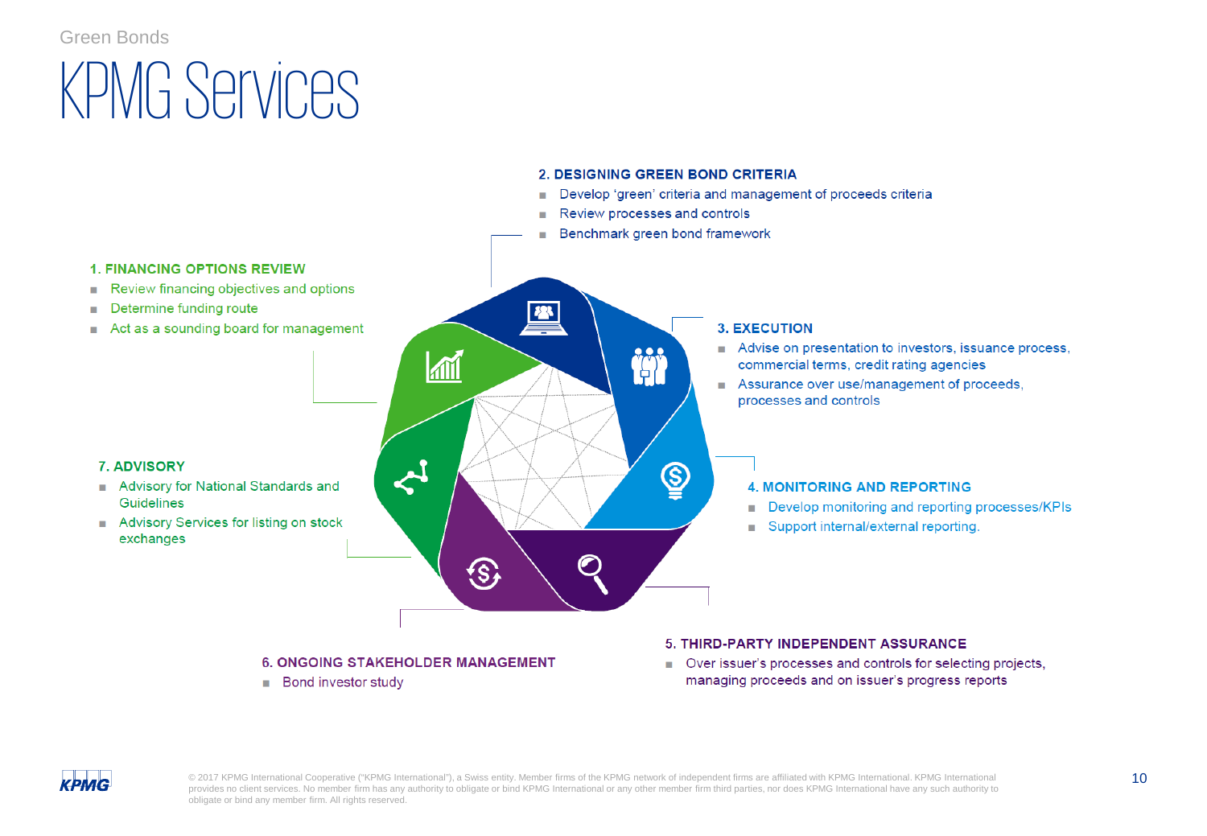Green Bonds

# KPMG Services

### 1. FINANCING OPTIONS REVIEW

- Review financing objectives and options
- Determine funding route
- Act as a sounding board for management

### 2. DESIGNING GREEN BOND CRITERIA

- Develop ‘green’ criteria and management of proceeds criteria
- Review processes and controls
- Benchmark green bond framework

### 3. EXECUTION

- Advise on presentation to investors, issuance process, commercial terms, credit rating agencies
- Assurance over use/management of proceeds, processes and controls

### 4. MONITORING AND REPORTING

- Develop monitoring and reporting processes/KPIs
- Support internal/external reporting.

### 5. THIRD-PARTY INDEPENDENT ASSURANCE

- Over issuer’s processes and controls for selecting projects, managing proceeds and on issuer’s progress reports

### 6. ONGOING STAKEHOLDER MANAGEMENT

- Bond investor study

### 7. ADVISORY

- Advisory for National Standards and Guidelines
- Advisory Services for listing on stock exchanges

© 2017 KPMG International Cooperative (“KPMG International”), a Swiss entity. Member firms of the KPMG network of independent firms are affiliated with KPMG International. KPMG International provides no client services. No member firm has any authority to obligate or bind KPMG International or any other member firm third parties, nor does KPMG International have any such authority to obligate or bind any member firm. All rights reserved.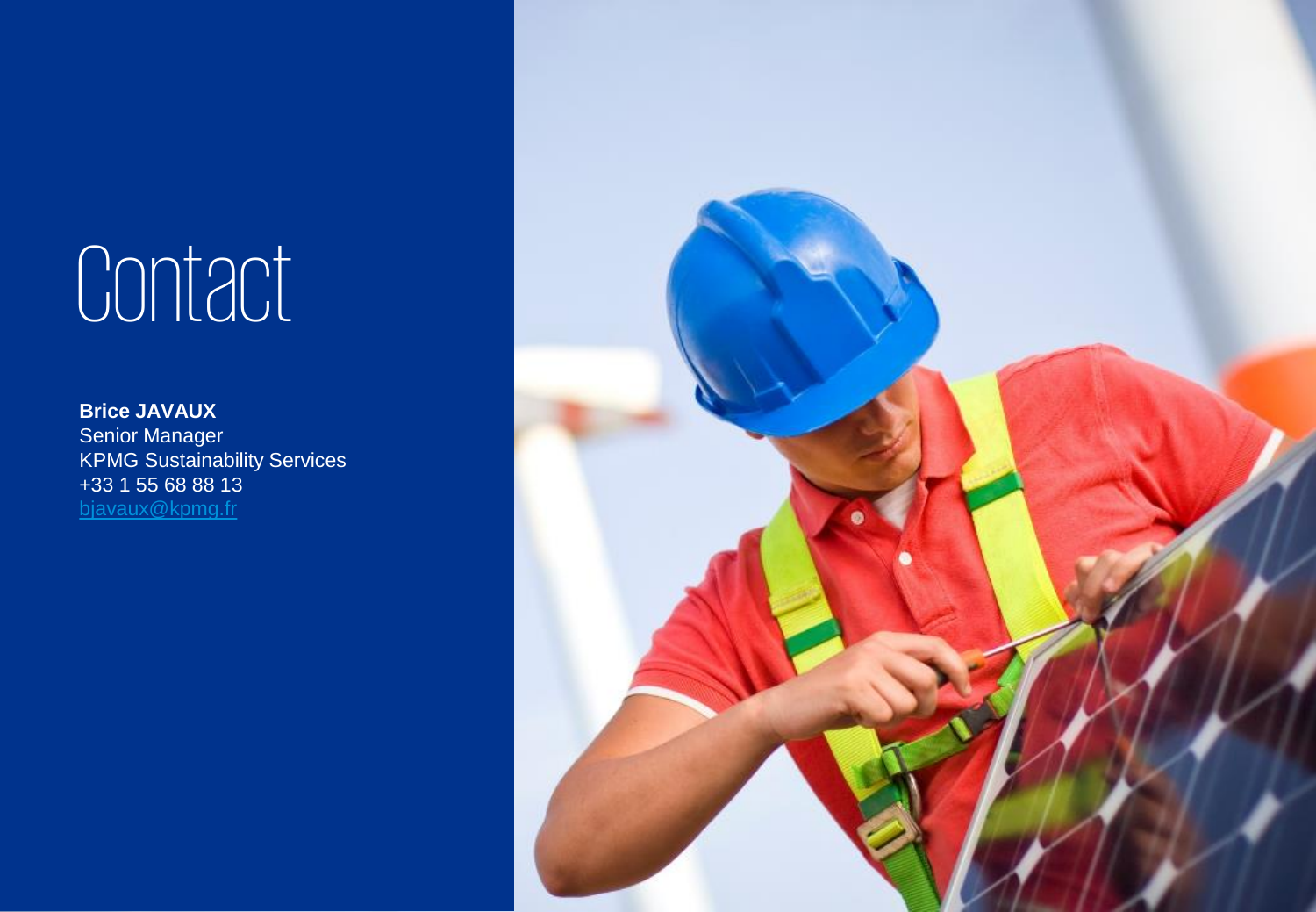# Contact

**Brice JAVAUX**
Senior Manager
KPMG Sustainability Services
+33 1 55 68 88 13
bjavaux@kpmg.fr